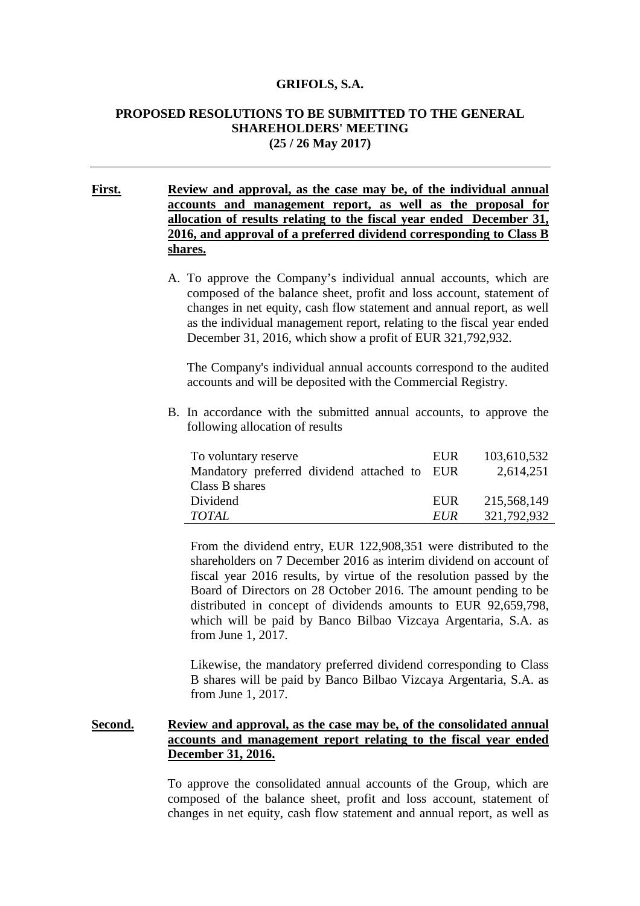**GRIFOLS, S.A.**

**PROPOSED RESOLUTIONS TO BE SUBMITTED TO THE GENERAL SHAREHOLDERS' MEETING**
**(25 / 26 May 2017)**

---

**First.** **Review and approval, as the case may be, of the individual annual accounts and management report, as well as the proposal for allocation of results relating to the fiscal year ended December 31, 2016, and approval of a preferred dividend corresponding to Class B shares.**

A. To approve the Company's individual annual accounts, which are composed of the balance sheet, profit and loss account, statement of changes in net equity, cash flow statement and annual report, as well as the individual management report, relating to the fiscal year ended December 31, 2016, which show a profit of EUR 321,792,932.

   The Company's individual annual accounts correspond to the audited accounts and will be deposited with the Commercial Registry.

B. In accordance with the submitted annual accounts, to approve the following allocation of results

| | | |
|---|---|---|
| To voluntary reserve | EUR | 103,610,532 |
| Mandatory preferred dividend attached to Class B shares | EUR | 2,614,251 |
| Dividend | EUR | 215,568,149 |
| *TOTAL* | *EUR* | 321,792,932 |

   From the dividend entry, EUR 122,908,351 were distributed to the shareholders on 7 December 2016 as interim dividend on account of fiscal year 2016 results, by virtue of the resolution passed by the Board of Directors on 28 October 2016. The amount pending to be distributed in concept of dividends amounts to EUR 92,659,798, which will be paid by Banco Bilbao Vizcaya Argentaria, S.A. as from June 1, 2017.

   Likewise, the mandatory preferred dividend corresponding to Class B shares will be paid by Banco Bilbao Vizcaya Argentaria, S.A. as from June 1, 2017.

**Second.** **Review and approval, as the case may be, of the consolidated annual accounts and management report relating to the fiscal year ended December 31, 2016.**

To approve the consolidated annual accounts of the Group, which are composed of the balance sheet, profit and loss account, statement of changes in net equity, cash flow statement and annual report, as well as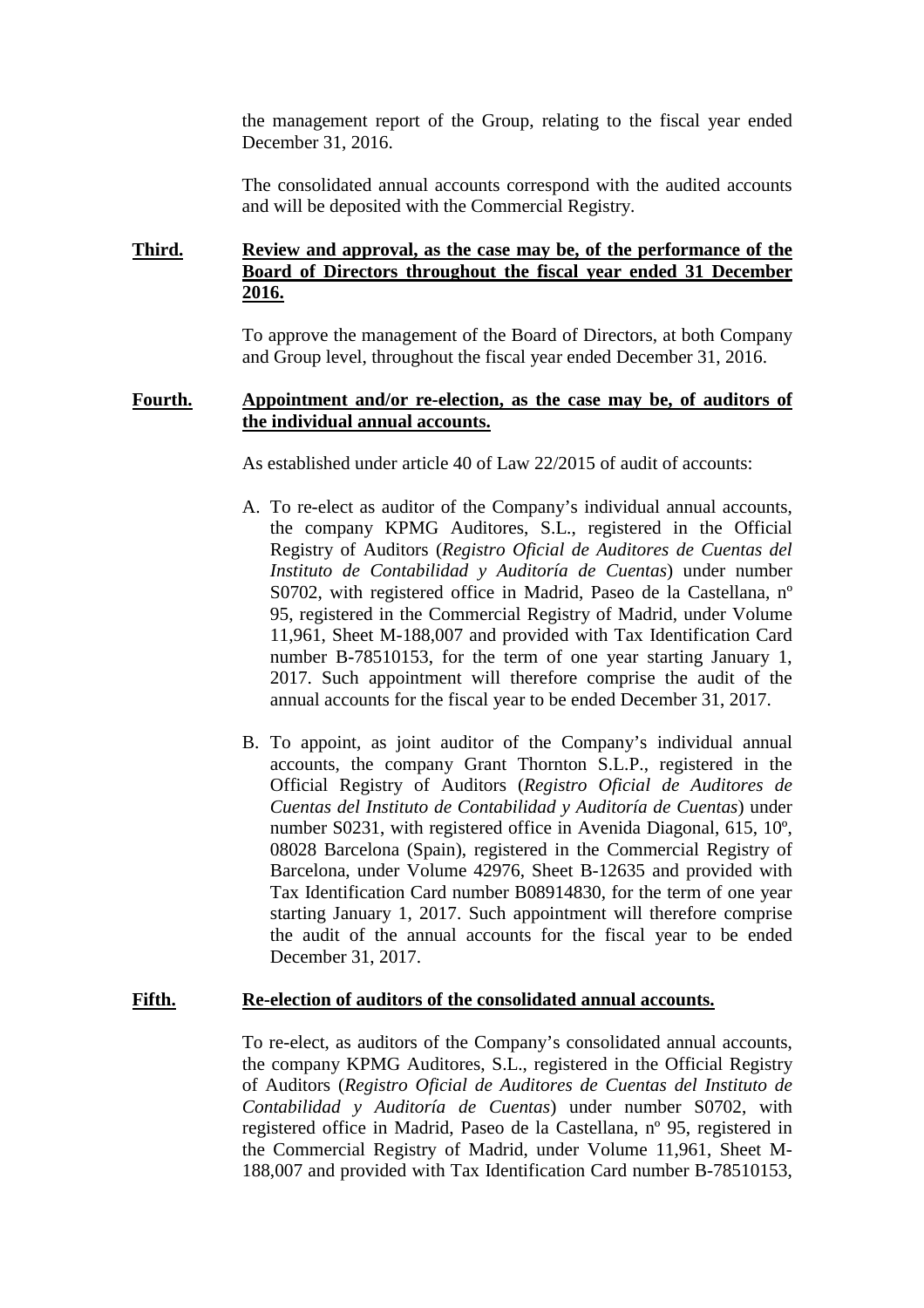the management report of the Group, relating to the fiscal year ended December 31, 2016.

The consolidated annual accounts correspond with the audited accounts and will be deposited with the Commercial Registry.

**<u>Third.</u>** **<u>Review and approval, as the case may be, of the performance of the Board of Directors throughout the fiscal year ended 31 December 2016.</u>**

To approve the management of the Board of Directors, at both Company and Group level, throughout the fiscal year ended December 31, 2016.

**<u>Fourth.</u>** **<u>Appointment and/or re-election, as the case may be, of auditors of the individual annual accounts.</u>**

As established under article 40 of Law 22/2015 of audit of accounts:

A. To re-elect as auditor of the Company's individual annual accounts, the company KPMG Auditores, S.L., registered in the Official Registry of Auditors (*Registro Oficial de Auditores de Cuentas del Instituto de Contabilidad y Auditoría de Cuentas*) under number S0702, with registered office in Madrid, Paseo de la Castellana, nº 95, registered in the Commercial Registry of Madrid, under Volume 11,961, Sheet M-188,007 and provided with Tax Identification Card number B-78510153, for the term of one year starting January 1, 2017. Such appointment will therefore comprise the audit of the annual accounts for the fiscal year to be ended December 31, 2017.

B. To appoint, as joint auditor of the Company's individual annual accounts, the company Grant Thornton S.L.P., registered in the Official Registry of Auditors (*Registro Oficial de Auditores de Cuentas del Instituto de Contabilidad y Auditoría de Cuentas*) under number S0231, with registered office in Avenida Diagonal, 615, 10º, 08028 Barcelona (Spain), registered in the Commercial Registry of Barcelona, under Volume 42976, Sheet B-12635 and provided with Tax Identification Card number B08914830, for the term of one year starting January 1, 2017. Such appointment will therefore comprise the audit of the annual accounts for the fiscal year to be ended December 31, 2017.

**<u>Fifth.</u>** **<u>Re-election of auditors of the consolidated annual accounts.</u>**

To re-elect, as auditors of the Company's consolidated annual accounts, the company KPMG Auditores, S.L., registered in the Official Registry of Auditors (*Registro Oficial de Auditores de Cuentas del Instituto de Contabilidad y Auditoría de Cuentas*) under number S0702, with registered office in Madrid, Paseo de la Castellana, nº 95, registered in the Commercial Registry of Madrid, under Volume 11,961, Sheet M-188,007 and provided with Tax Identification Card number B-78510153,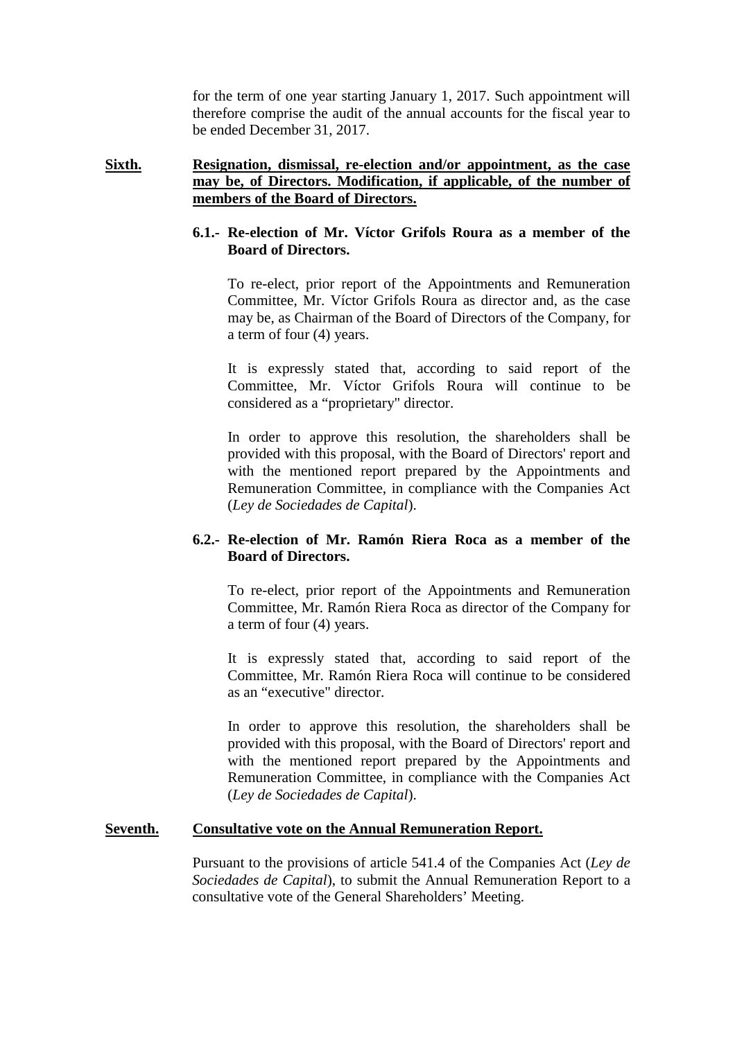for the term of one year starting January 1, 2017. Such appointment will therefore comprise the audit of the annual accounts for the fiscal year to be ended December 31, 2017.

**Sixth.** **Resignation, dismissal, re-election and/or appointment, as the case may be, of Directors. Modification, if applicable, of the number of members of the Board of Directors.**

**6.1.- Re-election of Mr. Víctor Grifols Roura as a member of the Board of Directors.**

To re-elect, prior report of the Appointments and Remuneration Committee, Mr. Víctor Grifols Roura as director and, as the case may be, as Chairman of the Board of Directors of the Company, for a term of four (4) years.

It is expressly stated that, according to said report of the Committee, Mr. Víctor Grifols Roura will continue to be considered as a "proprietary" director.

In order to approve this resolution, the shareholders shall be provided with this proposal, with the Board of Directors' report and with the mentioned report prepared by the Appointments and Remuneration Committee, in compliance with the Companies Act (*Ley de Sociedades de Capital*).

**6.2.- Re-election of Mr. Ramón Riera Roca as a member of the Board of Directors.**

To re-elect, prior report of the Appointments and Remuneration Committee, Mr. Ramón Riera Roca as director of the Company for a term of four (4) years.

It is expressly stated that, according to said report of the Committee, Mr. Ramón Riera Roca will continue to be considered as an "executive" director.

In order to approve this resolution, the shareholders shall be provided with this proposal, with the Board of Directors' report and with the mentioned report prepared by the Appointments and Remuneration Committee, in compliance with the Companies Act (*Ley de Sociedades de Capital*).

**Seventh.** **Consultative vote on the Annual Remuneration Report.**

Pursuant to the provisions of article 541.4 of the Companies Act (*Ley de Sociedades de Capital*), to submit the Annual Remuneration Report to a consultative vote of the General Shareholders' Meeting.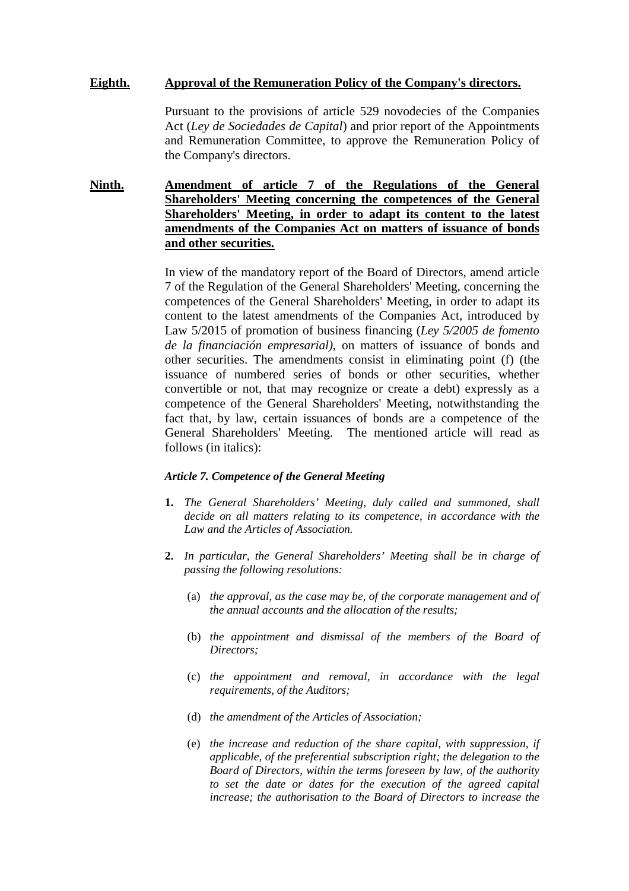**Eighth.** **Approval of the Remuneration Policy of the Company's directors.**

Pursuant to the provisions of article 529 novodecies of the Companies Act (*Ley de Sociedades de Capital*) and prior report of the Appointments and Remuneration Committee, to approve the Remuneration Policy of the Company's directors.

**Ninth.** **Amendment of article 7 of the Regulations of the General Shareholders' Meeting concerning the competences of the General Shareholders' Meeting, in order to adapt its content to the latest amendments of the Companies Act on matters of issuance of bonds and other securities.**

In view of the mandatory report of the Board of Directors, amend article 7 of the Regulation of the General Shareholders' Meeting, concerning the competences of the General Shareholders' Meeting, in order to adapt its content to the latest amendments of the Companies Act, introduced by Law 5/2015 of promotion of business financing (*Ley 5/2005 de fomento de la financiación empresarial)*, on matters of issuance of bonds and other securities. The amendments consist in eliminating point (f) (the issuance of numbered series of bonds or other securities, whether convertible or not, that may recognize or create a debt) expressly as a competence of the General Shareholders' Meeting, notwithstanding the fact that, by law, certain issuances of bonds are a competence of the General Shareholders' Meeting. The mentioned article will read as follows (in italics):

***Article 7. Competence of the General Meeting***

**1.** *The General Shareholders' Meeting, duly called and summoned, shall decide on all matters relating to its competence, in accordance with the Law and the Articles of Association.*

**2.** *In particular, the General Shareholders' Meeting shall be in charge of passing the following resolutions:*

(a) *the approval, as the case may be, of the corporate management and of the annual accounts and the allocation of the results;*

(b) *the appointment and dismissal of the members of the Board of Directors;*

(c) *the appointment and removal, in accordance with the legal requirements, of the Auditors;*

(d) *the amendment of the Articles of Association;*

(e) *the increase and reduction of the share capital, with suppression, if applicable, of the preferential subscription right; the delegation to the Board of Directors, within the terms foreseen by law, of the authority to set the date or dates for the execution of the agreed capital increase; the authorisation to the Board of Directors to increase the*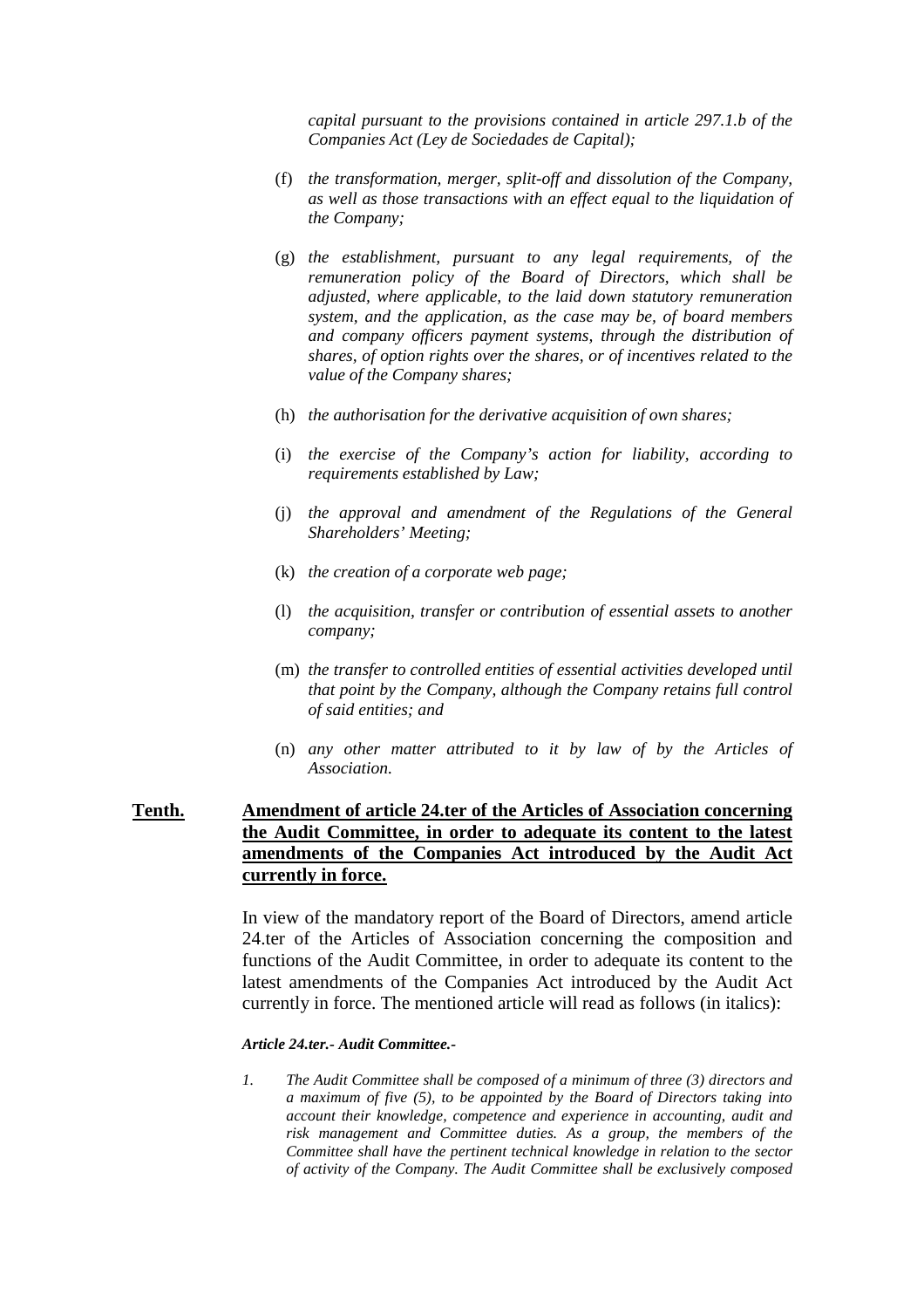*capital pursuant to the provisions contained in article 297.1.b of the Companies Act (Ley de Sociedades de Capital);*

(f) *the transformation, merger, split-off and dissolution of the Company, as well as those transactions with an effect equal to the liquidation of the Company;*

(g) *the establishment, pursuant to any legal requirements, of the remuneration policy of the Board of Directors, which shall be adjusted, where applicable, to the laid down statutory remuneration system, and the application, as the case may be, of board members and company officers payment systems, through the distribution of shares, of option rights over the shares, or of incentives related to the value of the Company shares;*

(h) *the authorisation for the derivative acquisition of own shares;*

(i) *the exercise of the Company's action for liability, according to requirements established by Law;*

(j) *the approval and amendment of the Regulations of the General Shareholders' Meeting;*

(k) *the creation of a corporate web page;*

(l) *the acquisition, transfer or contribution of essential assets to another company;*

(m) *the transfer to controlled entities of essential activities developed until that point by the Company, although the Company retains full control of said entities; and*

(n) *any other matter attributed to it by law of by the Articles of Association.*

**Tenth. Amendment of article 24.ter of the Articles of Association concerning the Audit Committee, in order to adequate its content to the latest amendments of the Companies Act introduced by the Audit Act currently in force.**

In view of the mandatory report of the Board of Directors, amend article 24.ter of the Articles of Association concerning the composition and functions of the Audit Committee, in order to adequate its content to the latest amendments of the Companies Act introduced by the Audit Act currently in force. The mentioned article will read as follows (in italics):

***Article 24.ter.- Audit Committee.-***

1. *The Audit Committee shall be composed of a minimum of three (3) directors and a maximum of five (5), to be appointed by the Board of Directors taking into account their knowledge, competence and experience in accounting, audit and risk management and Committee duties. As a group, the members of the Committee shall have the pertinent technical knowledge in relation to the sector of activity of the Company. The Audit Committee shall be exclusively composed*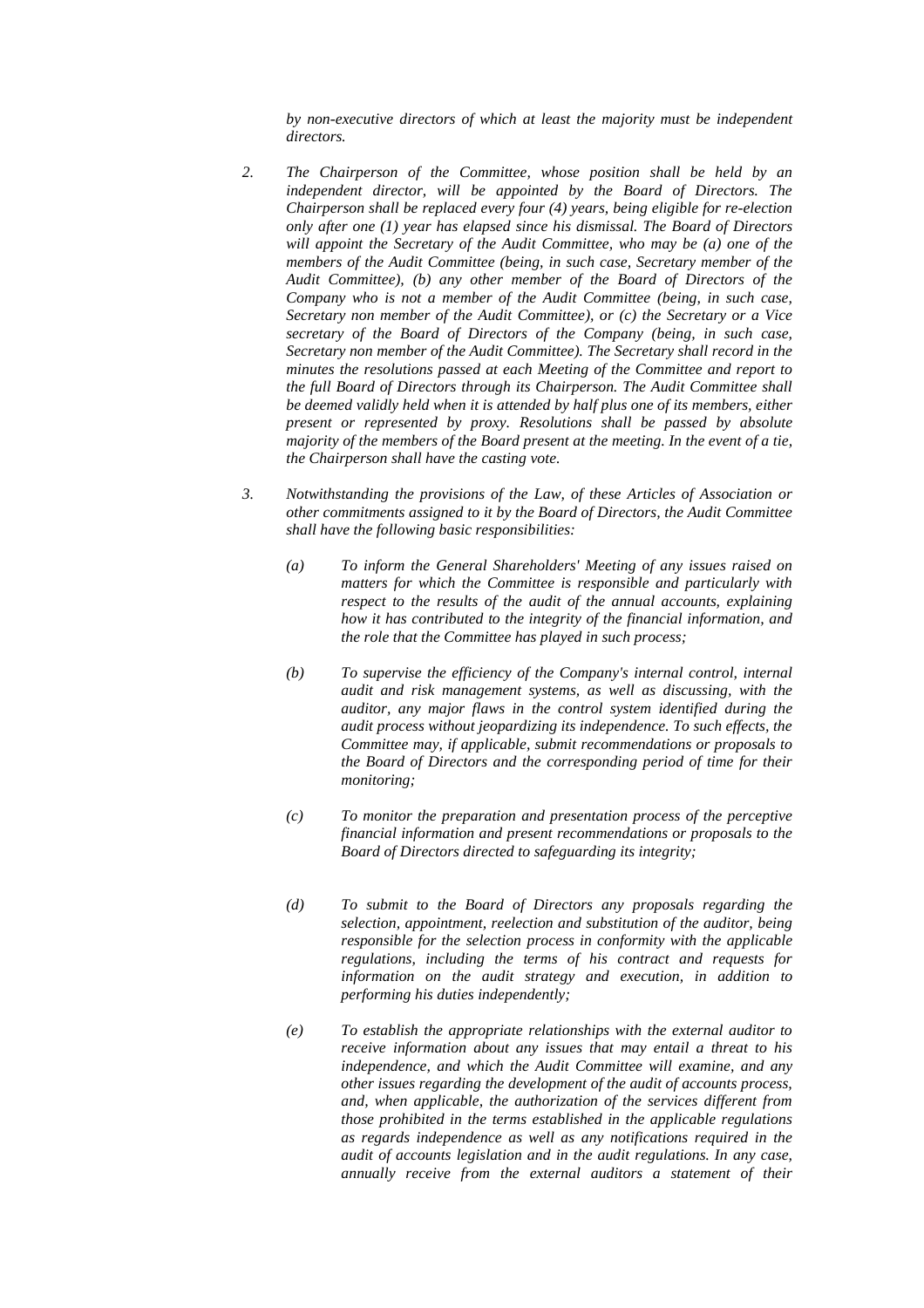*by non-executive directors of which at least the majority must be independent directors.*

2. *The Chairperson of the Committee, whose position shall be held by an independent director, will be appointed by the Board of Directors. The Chairperson shall be replaced every four (4) years, being eligible for re-election only after one (1) year has elapsed since his dismissal. The Board of Directors will appoint the Secretary of the Audit Committee, who may be (a) one of the members of the Audit Committee (being, in such case, Secretary member of the Audit Committee), (b) any other member of the Board of Directors of the Company who is not a member of the Audit Committee (being, in such case, Secretary non member of the Audit Committee), or (c) the Secretary or a Vice secretary of the Board of Directors of the Company (being, in such case, Secretary non member of the Audit Committee). The Secretary shall record in the minutes the resolutions passed at each Meeting of the Committee and report to the full Board of Directors through its Chairperson. The Audit Committee shall be deemed validly held when it is attended by half plus one of its members, either present or represented by proxy. Resolutions shall be passed by absolute majority of the members of the Board present at the meeting. In the event of a tie, the Chairperson shall have the casting vote.*

3. *Notwithstanding the provisions of the Law, of these Articles of Association or other commitments assigned to it by the Board of Directors, the Audit Committee shall have the following basic responsibilities:*

   (a) *To inform the General Shareholders' Meeting of any issues raised on matters for which the Committee is responsible and particularly with respect to the results of the audit of the annual accounts, explaining how it has contributed to the integrity of the financial information, and the role that the Committee has played in such process;*

   (b) *To supervise the efficiency of the Company's internal control, internal audit and risk management systems, as well as discussing, with the auditor, any major flaws in the control system identified during the audit process without jeopardizing its independence. To such effects, the Committee may, if applicable, submit recommendations or proposals to the Board of Directors and the corresponding period of time for their monitoring;*

   (c) *To monitor the preparation and presentation process of the perceptive financial information and present recommendations or proposals to the Board of Directors directed to safeguarding its integrity;*

   (d) *To submit to the Board of Directors any proposals regarding the selection, appointment, reelection and substitution of the auditor, being responsible for the selection process in conformity with the applicable regulations, including the terms of his contract and requests for information on the audit strategy and execution, in addition to performing his duties independently;*

   (e) *To establish the appropriate relationships with the external auditor to receive information about any issues that may entail a threat to his independence, and which the Audit Committee will examine, and any other issues regarding the development of the audit of accounts process, and, when applicable, the authorization of the services different from those prohibited in the terms established in the applicable regulations as regards independence as well as any notifications required in the audit of accounts legislation and in the audit regulations. In any case, annually receive from the external auditors a statement of their*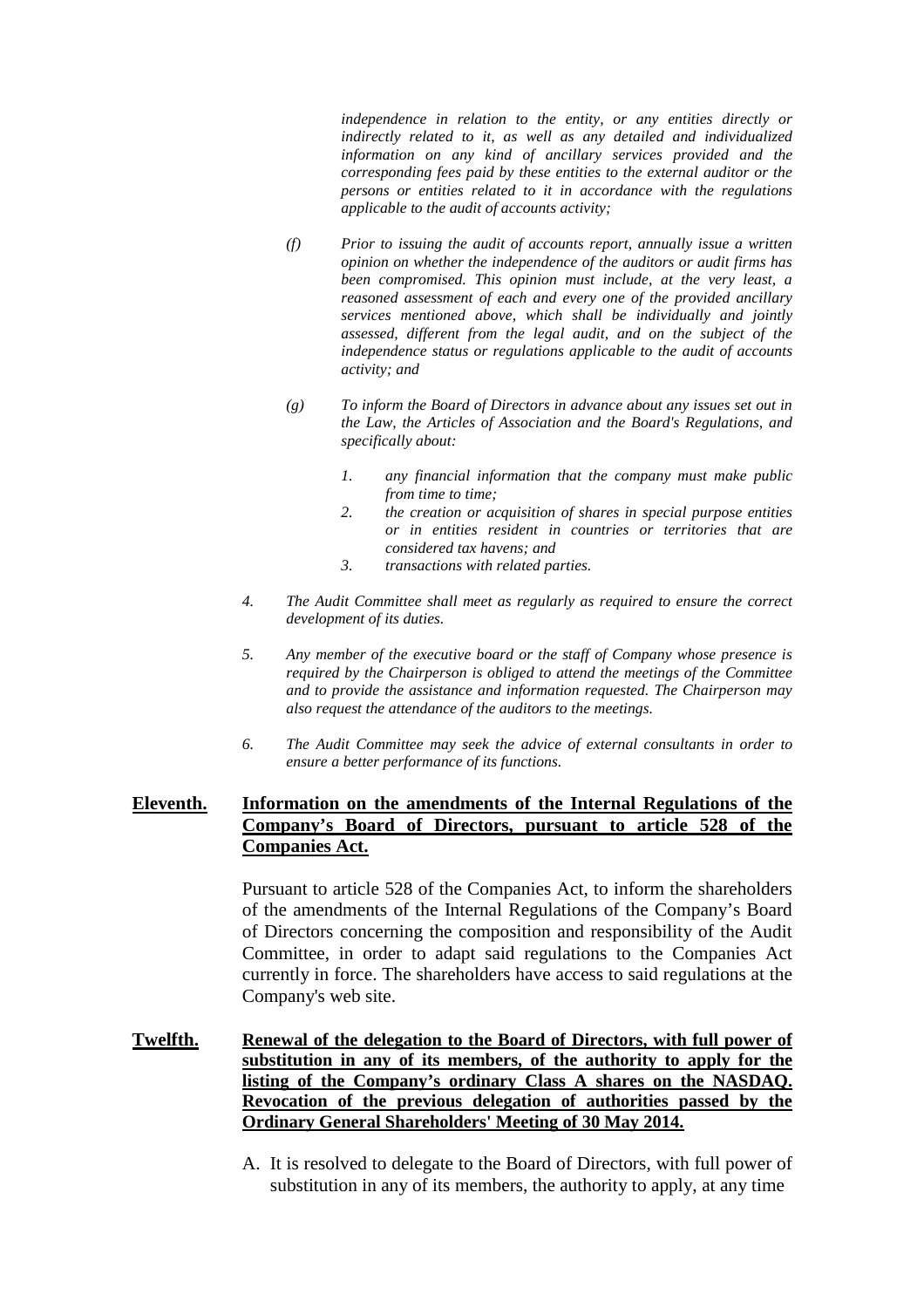*independence in relation to the entity, or any entities directly or indirectly related to it, as well as any detailed and individualized information on any kind of ancillary services provided and the corresponding fees paid by these entities to the external auditor or the persons or entities related to it in accordance with the regulations applicable to the audit of accounts activity;*

*(f) Prior to issuing the audit of accounts report, annually issue a written opinion on whether the independence of the auditors or audit firms has been compromised. This opinion must include, at the very least, a reasoned assessment of each and every one of the provided ancillary services mentioned above, which shall be individually and jointly assessed, different from the legal audit, and on the subject of the independence status or regulations applicable to the audit of accounts activity; and*

*(g) To inform the Board of Directors in advance about any issues set out in the Law, the Articles of Association and the Board's Regulations, and specifically about:*

*1. any financial information that the company must make public from time to time;*
*2. the creation or acquisition of shares in special purpose entities or in entities resident in countries or territories that are considered tax havens; and*
*3. transactions with related parties.*

*4. The Audit Committee shall meet as regularly as required to ensure the correct development of its duties.*

*5. Any member of the executive board or the staff of Company whose presence is required by the Chairperson is obliged to attend the meetings of the Committee and to provide the assistance and information requested. The Chairperson may also request the attendance of the auditors to the meetings.*

*6. The Audit Committee may seek the advice of external consultants in order to ensure a better performance of its functions.*

**Eleventh. Information on the amendments of the Internal Regulations of the Company's Board of Directors, pursuant to article 528 of the Companies Act.**

Pursuant to article 528 of the Companies Act, to inform the shareholders of the amendments of the Internal Regulations of the Company's Board of Directors concerning the composition and responsibility of the Audit Committee, in order to adapt said regulations to the Companies Act currently in force. The shareholders have access to said regulations at the Company's web site.

**Twelfth. Renewal of the delegation to the Board of Directors, with full power of substitution in any of its members, of the authority to apply for the listing of the Company's ordinary Class A shares on the NASDAQ. Revocation of the previous delegation of authorities passed by the Ordinary General Shareholders' Meeting of 30 May 2014.**

A. It is resolved to delegate to the Board of Directors, with full power of substitution in any of its members, the authority to apply, at any time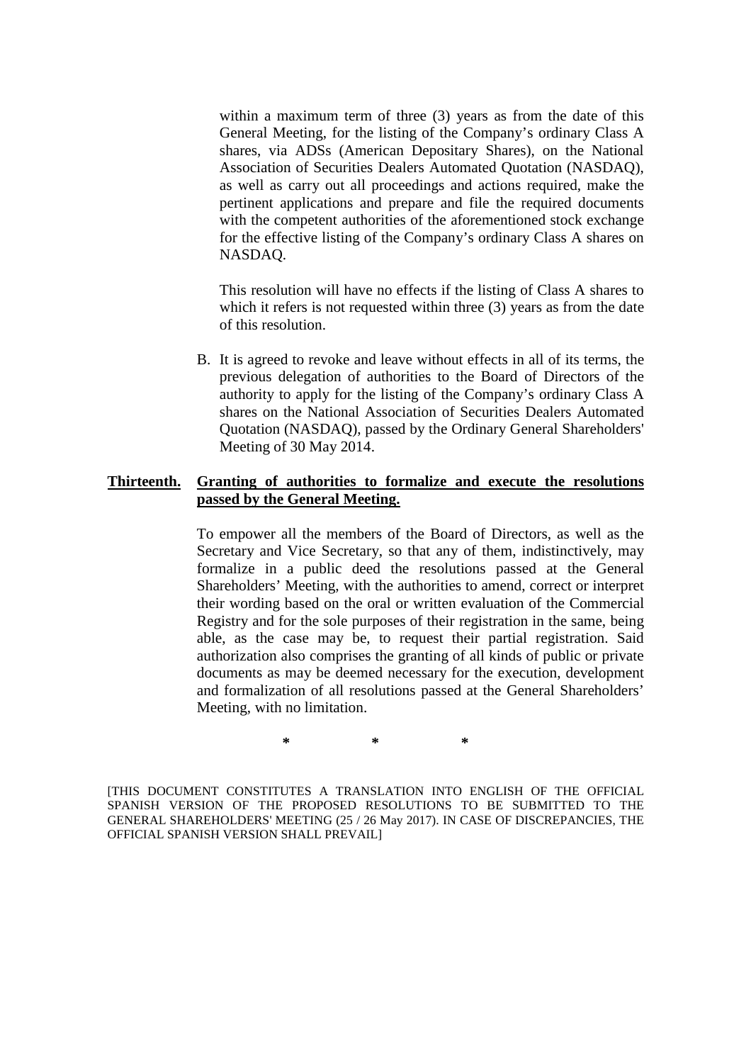within a maximum term of three (3) years as from the date of this General Meeting, for the listing of the Company's ordinary Class A shares, via ADSs (American Depositary Shares), on the National Association of Securities Dealers Automated Quotation (NASDAQ), as well as carry out all proceedings and actions required, make the pertinent applications and prepare and file the required documents with the competent authorities of the aforementioned stock exchange for the effective listing of the Company's ordinary Class A shares on NASDAQ.

This resolution will have no effects if the listing of Class A shares to which it refers is not requested within three (3) years as from the date of this resolution.

B. It is agreed to revoke and leave without effects in all of its terms, the previous delegation of authorities to the Board of Directors of the authority to apply for the listing of the Company's ordinary Class A shares on the National Association of Securities Dealers Automated Quotation (NASDAQ), passed by the Ordinary General Shareholders' Meeting of 30 May 2014.

**Thirteenth. Granting of authorities to formalize and execute the resolutions passed by the General Meeting.**

To empower all the members of the Board of Directors, as well as the Secretary and Vice Secretary, so that any of them, indistinctively, may formalize in a public deed the resolutions passed at the General Shareholders' Meeting, with the authorities to amend, correct or interpret their wording based on the oral or written evaluation of the Commercial Registry and for the sole purposes of their registration in the same, being able, as the case may be, to request their partial registration. Said authorization also comprises the granting of all kinds of public or private documents as may be deemed necessary for the execution, development and formalization of all resolutions passed at the General Shareholders' Meeting, with no limitation.

\* \* \*

[THIS DOCUMENT CONSTITUTES A TRANSLATION INTO ENGLISH OF THE OFFICIAL SPANISH VERSION OF THE PROPOSED RESOLUTIONS TO BE SUBMITTED TO THE GENERAL SHAREHOLDERS' MEETING (25 / 26 May 2017). IN CASE OF DISCREPANCIES, THE OFFICIAL SPANISH VERSION SHALL PREVAIL]